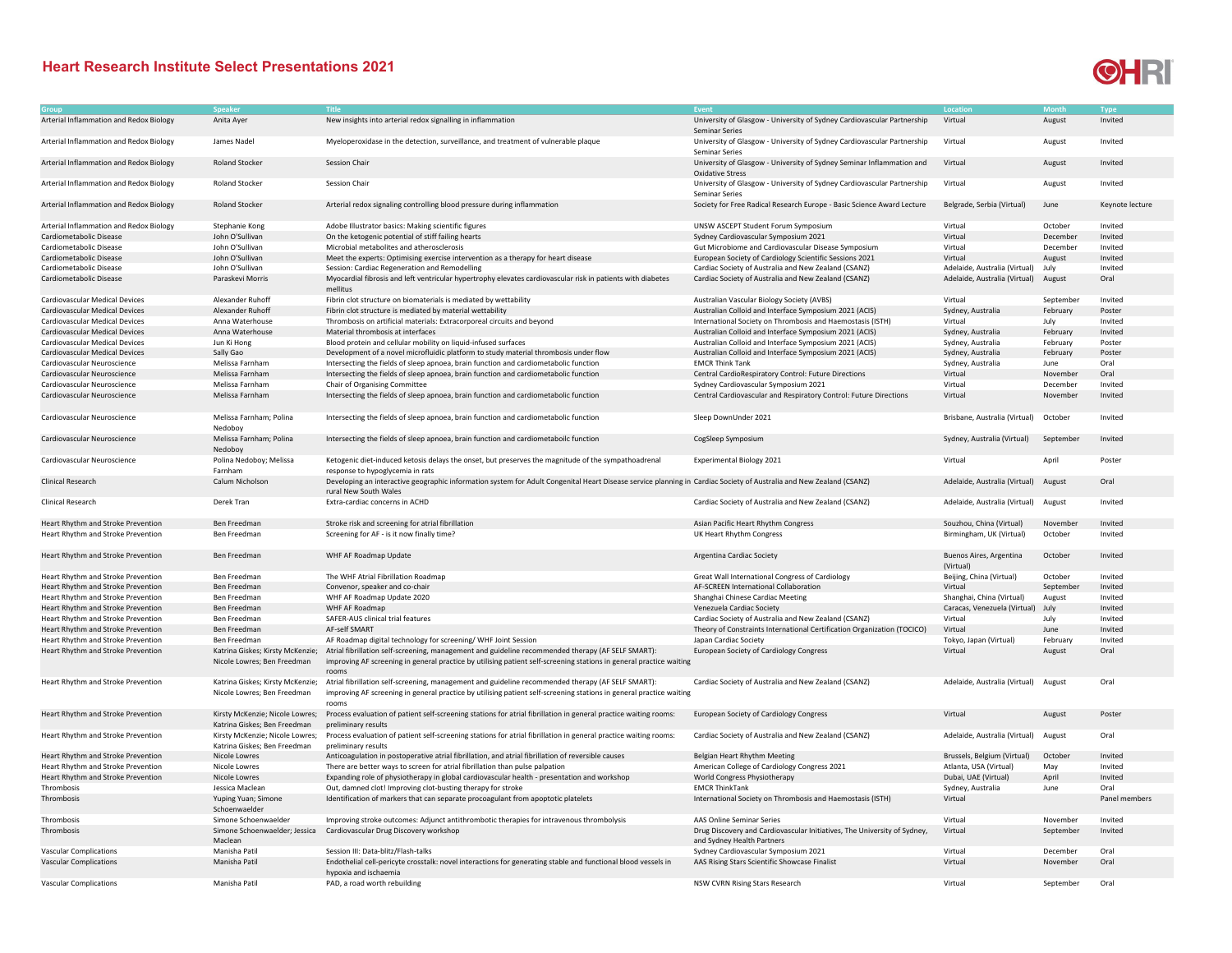# Heart Research Institute Select Presentations 2021

| Group | Speaker | Title | Event | Location | Month | Type |
|---|---|---|---|---|---|---|
| Arterial Inflammation and Redox Biology | Anita Ayer | New insights into arterial redox signalling in inflammation | University of Glasgow - University of Sydney Cardiovascular Partnership Seminar Series | Virtual | August | Invited |
| Arterial Inflammation and Redox Biology | James Nadel | Myeloperoxidase in the detection, surveillance, and treatment of vulnerable plaque | University of Glasgow - University of Sydney Cardiovascular Partnership Seminar Series | Virtual | August | Invited |
| Arterial Inflammation and Redox Biology | Roland Stocker | Session Chair | University of Glasgow - University of Sydney Seminar Inflammation and Oxidative Stress | Virtual | August | Invited |
| Arterial Inflammation and Redox Biology | Roland Stocker | Session Chair | University of Glasgow - University of Sydney Cardiovascular Partnership Seminar Series | Virtual | August | Invited |
| Arterial Inflammation and Redox Biology | Roland Stocker | Arterial redox signaling controlling blood pressure during inflammation | Society for Free Radical Research Europe - Basic Science Award Lecture | Belgrade, Serbia (Virtual) | June | Keynote lecture |
| Arterial Inflammation and Redox Biology | Stephanie Kong | Adobe Illustrator basics: Making scientific figures | UNSW ASCEPT Student Forum Symposium | Virtual | October | Invited |
| Cardiometabolic Disease | John O'Sullivan | On the ketogenic potential of stiff failing hearts | Sydney Cardiovascular Symposium 2021 | Virtual | December | Invited |
| Cardiometabolic Disease | John O'Sullivan | Microbial metabolites and atherosclerosis | Gut Microbiome and Cardiovascular Disease Symposium | Virtual | December | Invited |
| Cardiometabolic Disease | John O'Sullivan | Meet the experts: Optimising exercise intervention as a therapy for heart disease | European Society of Cardiology Scientific Sessions 2021 | Virtual | August | Invited |
| Cardiometabolic Disease | John O'Sullivan | Session: Cardiac Regeneration and Remodelling | Cardiac Society of Australia and New Zealand (CSANZ) | Adelaide, Australia (Virtual) | July | Invited |
| Cardiometabolic Disease | Paraskevi Morris | Myocardial fibrosis and left ventricular hypertrophy elevates cardiovascular risk in patients with diabetes mellitus | Cardiac Society of Australia and New Zealand (CSANZ) | Adelaide, Australia (Virtual) | August | Oral |
| Cardiovascular Medical Devices | Alexander Ruhoff | Fibrin clot structure on biomaterials is mediated by wettability | Australian Vascular Biology Society (AVBS) | Virtual | September | Invited |
| Cardiovascular Medical Devices | Alexander Ruhoff | Fibrin clot structure is mediated by material wettability | Australian Colloid and Interface Symposium 2021 (ACIS) | Sydney, Australia | February | Poster |
| Cardiovascular Medical Devices | Anna Waterhouse | Thrombosis on artificial materials: Extracorporeal circuits and beyond | International Society on Thrombosis and Haemostasis (ISTH) | Virtual | July | Invited |
| Cardiovascular Medical Devices | Anna Waterhouse | Material thrombosis at interfaces | Australian Colloid and Interface Symposium 2021 (ACIS) | Sydney, Australia | February | Invited |
| Cardiovascular Medical Devices | Jun Ki Hong | Blood protein and cellular mobility on liquid-infused surfaces | Australian Colloid and Interface Symposium 2021 (ACIS) | Sydney, Australia | February | Poster |
| Cardiovascular Medical Devices | Sally Gao | Development of a novel microfluidic platform to study material thrombosis under flow | Australian Colloid and Interface Symposium 2021 (ACIS) | Sydney, Australia | February | Poster |
| Cardiovascular Neuroscience | Melissa Farnham | Intersecting the fields of sleep apnoea, brain function and cardiometabolic function | EMCR Think Tank | Sydney, Australia | June | Oral |
| Cardiovascular Neuroscience | Melissa Farnham | Intersecting the fields of sleep apnoea, brain function and cardiometabolic function | Central CardioRespiratory Control: Future Directions | Virtual | November | Oral |
| Cardiovascular Neuroscience | Melissa Farnham | Chair of Organising Committee | Sydney Cardiovascular Symposium 2021 | Virtual | December | Invited |
| Cardiovascular Neuroscience | Melissa Farnham | Intersecting the fields of sleep apnoea, brain function and cardiometabolic function | Central Cardiovascular and Respiratory Control: Future Directions | Virtual | November | Invited |
| Cardiovascular Neuroscience | Melissa Farnham; Polina Nedoboy | Intersecting the fields of sleep apnoea, brain function and cardiometabolic function | Sleep DownUnder 2021 | Brisbane, Australia (Virtual) | October | Invited |
| Cardiovascular Neuroscience | Melissa Farnham; Polina Nedoboy | Intersecting the fields of sleep apnoea, brain function and cardiometaboilc function | CogSleep Symposium | Sydney, Australia (Virtual) | September | Invited |
| Cardiovascular Neuroscience | Polina Nedoboy; Melissa Farnham | Ketogenic diet-induced ketosis delays the onset, but preserves the magnitude of the sympathoadrenal response to hypoglycemia in rats | Experimental Biology 2021 | Virtual | April | Poster |
| Clinical Research | Calum Nicholson | Developing an interactive geographic information system for Adult Congenital Heart Disease service planning in rural New South Wales | Cardiac Society of Australia and New Zealand (CSANZ) | Adelaide, Australia (Virtual) | August | Oral |
| Clinical Research | Derek Tran | Extra-cardiac concerns in ACHD | Cardiac Society of Australia and New Zealand (CSANZ) | Adelaide, Australia (Virtual) | August | Invited |
| Heart Rhythm and Stroke Prevention | Ben Freedman | Stroke risk and screening for atrial fibrillation | Asian Pacific Heart Rhythm Congress | Souzhou, China (Virtual) | November | Invited |
| Heart Rhythm and Stroke Prevention | Ben Freedman | Screening for AF - is it now finally time? | UK Heart Rhythm Congress | Birmingham, UK (Virtual) | October | Invited |
| Heart Rhythm and Stroke Prevention | Ben Freedman | WHF AF Roadmap Update | Argentina Cardiac Society | Buenos Aires, Argentina (Virtual) | October | Invited |
| Heart Rhythm and Stroke Prevention | Ben Freedman | The WHF Atrial Fibrillation Roadmap | Great Wall International Congress of Cardiology | Beijing, China (Virtual) | October | Invited |
| Heart Rhythm and Stroke Prevention | Ben Freedman | Convenor, speaker and co-chair | AF-SCREEN International Collaboration | Virtual | September | Invited |
| Heart Rhythm and Stroke Prevention | Ben Freedman | WHF AF Roadmap Update 2020 | Shanghai Chinese Cardiac Meeting | Shanghai, China (Virtual) | August | Invited |
| Heart Rhythm and Stroke Prevention | Ben Freedman | WHF AF Roadmap | Venezuela Cardiac Society | Caracas, Venezuela (Virtual) | July | Invited |
| Heart Rhythm and Stroke Prevention | Ben Freedman | SAFER-AUS clinical trial features | Cardiac Society of Australia and New Zealand (CSANZ) | Virtual | July | Invited |
| Heart Rhythm and Stroke Prevention | Ben Freedman | AF-self SMART | Theory of Constraints International Certification Organization (TOCICO) | Virtual | June | Invited |
| Heart Rhythm and Stroke Prevention | Ben Freedman | AF Roadmap digital technology for screening/ WHF Joint Session | Japan Cardiac Society | Tokyo, Japan (Virtual) | February | Invited |
| Heart Rhythm and Stroke Prevention | Katrina Giskes; Kirsty McKenzie; Nicole Lowres; Ben Freedman | Atrial fibrillation self-screening, management and guideline recommended therapy (AF SELF SMART): improving AF screening in general practice by utilising patient self-screening stations in general practice waiting rooms | European Society of Cardiology Congress | Virtual | August | Oral |
| Heart Rhythm and Stroke Prevention | Katrina Giskes; Kirsty McKenzie; Nicole Lowres; Ben Freedman | Atrial fibrillation self-screening, management and guideline recommended therapy (AF SELF SMART): improving AF screening in general practice by utilising patient self-screening stations in general practice waiting rooms | Cardiac Society of Australia and New Zealand (CSANZ) | Adelaide, Australia (Virtual) | August | Oral |
| Heart Rhythm and Stroke Prevention | Kirsty McKenzie; Nicole Lowres; Katrina Giskes; Ben Freedman | Process evaluation of patient self-screening stations for atrial fibrillation in general practice waiting rooms: preliminary results | European Society of Cardiology Congress | Virtual | August | Poster |
| Heart Rhythm and Stroke Prevention | Kirsty McKenzie; Nicole Lowres; Katrina Giskes; Ben Freedman | Process evaluation of patient self-screening stations for atrial fibrillation in general practice waiting rooms: preliminary results | Cardiac Society of Australia and New Zealand (CSANZ) | Adelaide, Australia (Virtual) | August | Oral |
| Heart Rhythm and Stroke Prevention | Nicole Lowres | Anticoagulation in postoperative atrial fibrillation, and atrial fibrillation of reversible causes | Belgian Heart Rhythm Meeting | Brussels, Belgium (Virtual) | October | Invited |
| Heart Rhythm and Stroke Prevention | Nicole Lowres | There are better ways to screen for atrial fibrillation than pulse palpation | American College of Cardiology Congress 2021 | Atlanta, USA (Virtual) | May | Invited |
| Heart Rhythm and Stroke Prevention | Nicole Lowres | Expanding role of physiotherapy in global cardiovascular health - presentation and workshop | World Congress Physiotherapy | Dubai, UAE (Virtual) | April | Invited |
| Thrombosis | Jessica Maclean | Out, damned clot! Improving clot-busting therapy for stroke | EMCR ThinkTank | Sydney, Australia | June | Oral |
| Thrombosis | Yuping Yuan; Simone Schoenwaelder | Identification of markers that can separate procoagulant from apoptotic platelets | International Society on Thrombosis and Haemostasis (ISTH) | Virtual | | Panel members |
| Thrombosis | Simone Schoenwaelder | Improving stroke outcomes: Adjunct antithrombotic therapies for intravenous thrombolysis | AAS Online Seminar Series | Virtual | November | Invited |
| Thrombosis | Simone Schoenwaelder; Jessica Maclean | Cardiovascular Drug Discovery workshop | Drug Discovery and Cardiovascular Initiatives, The University of Sydney, and Sydney Health Partners | Virtual | September | Invited |
| Vascular Complications | Manisha Patil | Session III: Data-blitz/Flash-talks | Sydney Cardiovascular Symposium 2021 | Virtual | December | Oral |
| Vascular Complications | Manisha Patil | Endothelial cell-pericyte crosstalk: novel interactions for generating stable and functional blood vessels in hypoxia and ischaemia | AAS Rising Stars Scientific Showcase Finalist | Virtual | November | Oral |
| Vascular Complications | Manisha Patil | PAD, a road worth rebuilding | NSW CVRN Rising Stars Research | Virtual | September | Oral |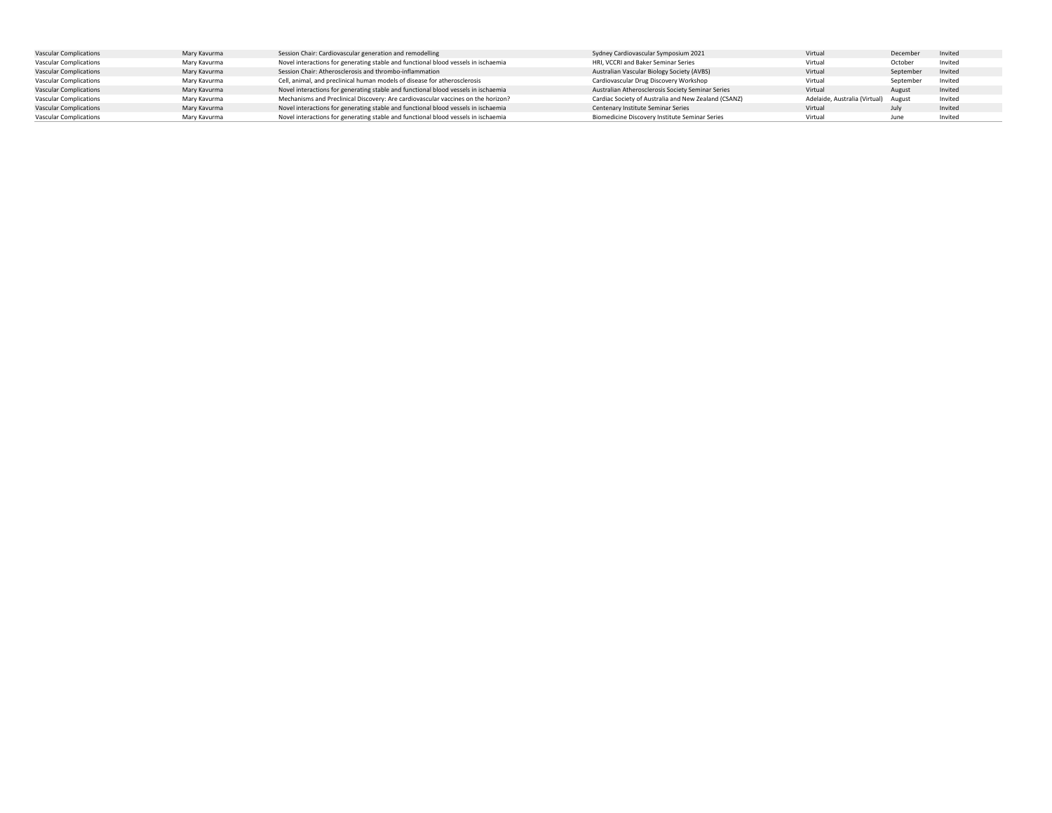| | | | | | | |
|---|---|---|---|---|---|---|
| Vascular Complications | Mary Kavurma | Session Chair: Cardiovascular generation and remodelling | Sydney Cardiovascular Symposium 2021 | Virtual | December | Invited |
| Vascular Complications | Mary Kavurma | Novel interactions for generating stable and functional blood vessels in ischaemia | HRI, VCCRI and Baker Seminar Series | Virtual | October | Invited |
| Vascular Complications | Mary Kavurma | Session Chair: Atherosclerosis and thrombo-inflammation | Australian Vascular Biology Society (AVBS) | Virtual | September | Invited |
| Vascular Complications | Mary Kavurma | Cell, animal, and preclinical human models of disease for atherosclerosis | Cardiovascular Drug Discovery Workshop | Virtual | September | Invited |
| Vascular Complications | Mary Kavurma | Novel interactions for generating stable and functional blood vessels in ischaemia | Australian Atherosclerosis Society Seminar Series | Virtual | August | Invited |
| Vascular Complications | Mary Kavurma | Mechanisms and Preclinical Discovery: Are cardiovascular vaccines on the horizon? | Cardiac Society of Australia and New Zealand (CSANZ) | Adelaide, Australia (Virtual) | August | Invited |
| Vascular Complications | Mary Kavurma | Novel interactions for generating stable and functional blood vessels in ischaemia | Centenary Institute Seminar Series | Virtual | July | Invited |
| Vascular Complications | Mary Kavurma | Novel interactions for generating stable and functional blood vessels in ischaemia | Biomedicine Discovery Institute Seminar Series | Virtual | June | Invited |